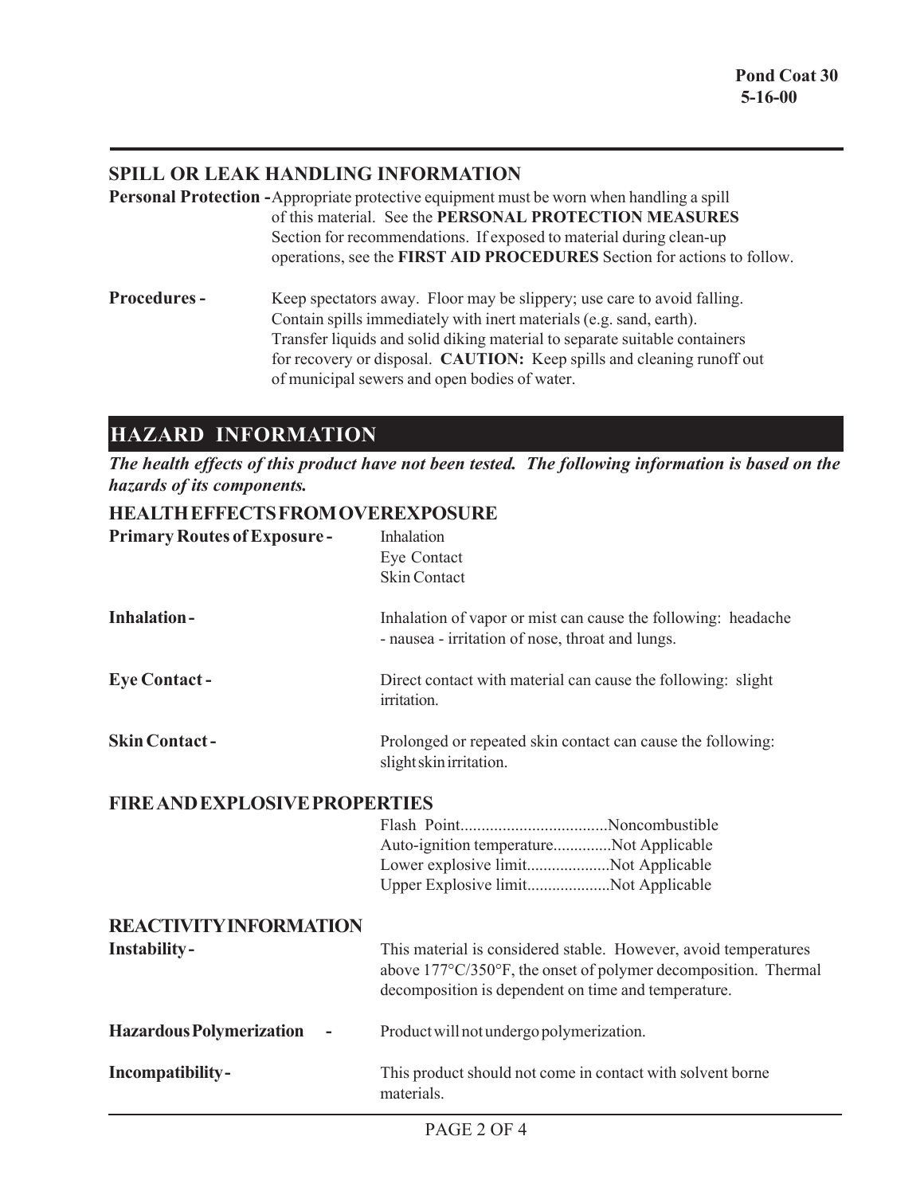## SPILL OR LEAK HANDLING INFORMATION

**Personal Protection -** Appropriate protective equipment must be worn when handling a spill of this material. See the **PERSONAL PROTECTION MEASURES** Section for recommendations. If exposed to material during clean-up operations, see the **FIRST AID PROCEDURES** Section for actions to follow.

**Procedures -** Keep spectators away. Floor may be slippery; use care to avoid falling. Contain spills immediately with inert materials (e.g. sand, earth). Transfer liquids and solid diking material to separate suitable containers for recovery or disposal. **CAUTION:** Keep spills and cleaning runoff out of municipal sewers and open bodies of water.

# HAZARD INFORMATION

***The health effects of this product have not been tested. The following information is based on the hazards of its components.***

## HEALTH EFFECTS FROM OVEREXPOSURE

**Primary Routes of Exposure -**
- Inhalation
- Eye Contact
- Skin Contact

**Inhalation -** Inhalation of vapor or mist can cause the following: headache - nausea - irritation of nose, throat and lungs.

**Eye Contact -** Direct contact with material can cause the following: slight irritation.

**Skin Contact -** Prolonged or repeated skin contact can cause the following: slight skin irritation.

## FIRE AND EXPLOSIVE PROPERTIES

Flash Point..................................Noncombustible
Auto-ignition temperature.............Not Applicable
Lower explosive limit...................Not Applicable
Upper Explosive limit...................Not Applicable

## REACTIVITY INFORMATION

**Instability -** This material is considered stable. However, avoid temperatures above 177°C/350°F, the onset of polymer decomposition. Thermal decomposition is dependent on time and temperature.

**Hazardous Polymerization -** Product will not undergo polymerization.

**Incompatibility -** This product should not come in contact with solvent borne materials.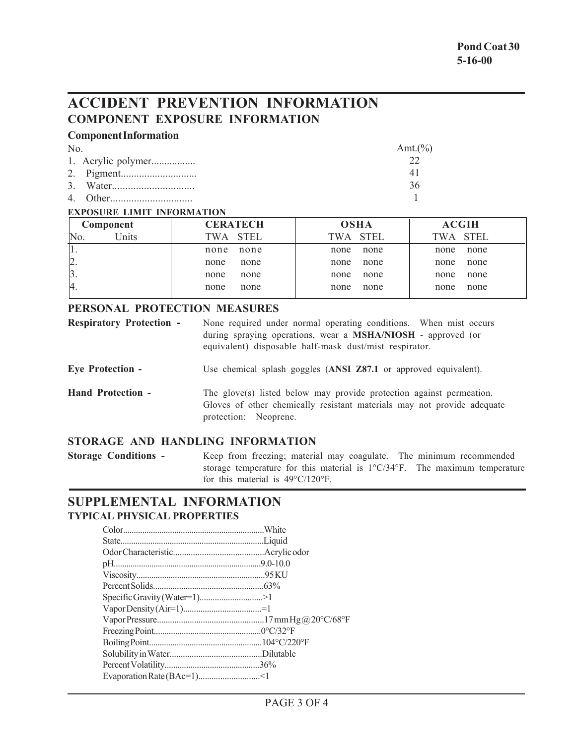**Pond Coat 30**
**5-16-00**

# ACCIDENT PREVENTION INFORMATION

## COMPONENT EXPOSURE INFORMATION

### Component Information

| No. | Amt.(%) |
|---|---|
| 1. Acrylic polymer................. | 22 |
| 2. Pigment............................. | 41 |
| 3. Water............................... | 36 |
| 4. Other............................... | 1 |

**EXPOSURE LIMIT INFORMATION**

| Component | | CERATECH | | OSHA | | ACGIH | |
|---|---|---|---|---|---|---|---|
| No. | Units | TWA | STEL | TWA | STEL | TWA | STEL |
| 1. | | none | none | none | none | none | none |
| 2. | | none | none | none | none | none | none |
| 3. | | none | none | none | none | none | none |
| 4. | | none | none | none | none | none | none |

## PERSONAL PROTECTION MEASURES

**Respiratory Protection -** None required under normal operating conditions. When mist occurs during spraying operations, wear a **MSHA/NIOSH** - approved (or equivalent) disposable half-mask dust/mist respirator.

**Eye Protection -** Use chemical splash goggles (**ANSI Z87.1** or approved equivalent).

**Hand Protection -** The glove(s) listed below may provide protection against permeation. Gloves of other chemically resistant materials may not provide adequate protection: Neoprene.

## STORAGE AND HANDLING INFORMATION

**Storage Conditions -** Keep from freezing; material may coagulate. The minimum recommended storage temperature for this material is 1°C/34°F. The maximum temperature for this material is 49°C/120°F.

# SUPPLEMENTAL INFORMATION

## TYPICAL PHYSICAL PROPERTIES

- Color.................................................................White
- State..................................................................Liquid
- Odor Characteristic..........................................Acrylic odor
- pH.....................................................................9.0-10.0
- Viscosity...........................................................95 KU
- Percent Solids...................................................63%
- Specific Gravity (Water=1)............................>1
- Vapor Density (Air=1)....................................=1
- Vapor Pressure.................................................17 mm Hg @ 20°C/68°F
- Freezing Point..................................................0°C/32°F
- Boiling Point.....................................................104°C/220°F
- Solubility in Water...........................................Dilutable
- Percent Volatility............................................36%
- Evaporation Rate (BAc=1)............................<1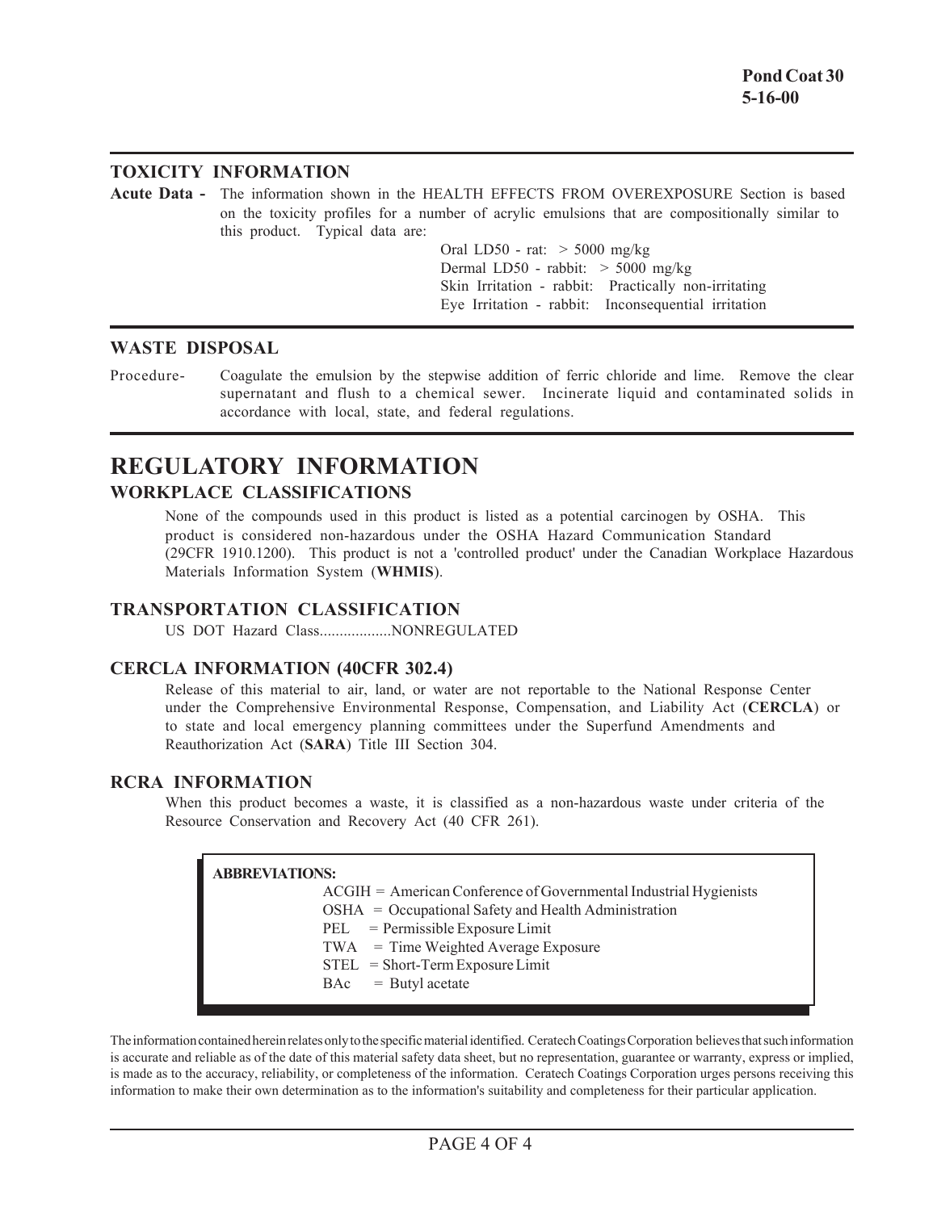## TOXICITY INFORMATION

**Acute Data -** The information shown in the HEALTH EFFECTS FROM OVEREXPOSURE Section is based on the toxicity profiles for a number of acrylic emulsions that are compositionally similar to this product. Typical data are:

Oral LD50 - rat: > 5000 mg/kg
Dermal LD50 - rabbit: > 5000 mg/kg
Skin Irritation - rabbit: Practically non-irritating
Eye Irritation - rabbit: Inconsequential irritation

## WASTE DISPOSAL

Procedure- Coagulate the emulsion by the stepwise addition of ferric chloride and lime. Remove the clear supernatant and flush to a chemical sewer. Incinerate liquid and contaminated solids in accordance with local, state, and federal regulations.

# REGULATORY INFORMATION

## WORKPLACE CLASSIFICATIONS

None of the compounds used in this product is listed as a potential carcinogen by OSHA. This product is considered non-hazardous under the OSHA Hazard Communication Standard (29CFR 1910.1200). This product is not a 'controlled product' under the Canadian Workplace Hazardous Materials Information System (**WHMIS**).

## TRANSPORTATION CLASSIFICATION

US DOT Hazard Class..................NONREGULATED

## CERCLA INFORMATION (40CFR 302.4)

Release of this material to air, land, or water are not reportable to the National Response Center under the Comprehensive Environmental Response, Compensation, and Liability Act (**CERCLA**) or to state and local emergency planning committees under the Superfund Amendments and Reauthorization Act (**SARA**) Title III Section 304.

## RCRA INFORMATION

When this product becomes a waste, it is classified as a non-hazardous waste under criteria of the Resource Conservation and Recovery Act (40 CFR 261).

**ABBREVIATIONS:**

ACGIH = American Conference of Governmental Industrial Hygienists
OSHA = Occupational Safety and Health Administration
PEL = Permissible Exposure Limit
TWA = Time Weighted Average Exposure
STEL = Short-Term Exposure Limit
BAc = Butyl acetate

The information contained herein relates only to the specific material identified. Ceratech Coatings Corporation believes that such information is accurate and reliable as of the date of this material safety data sheet, but no representation, guarantee or warranty, express or implied, is made as to the accuracy, reliability, or completeness of the information. Ceratech Coatings Corporation urges persons receiving this information to make their own determination as to the information's suitability and completeness for their particular application.